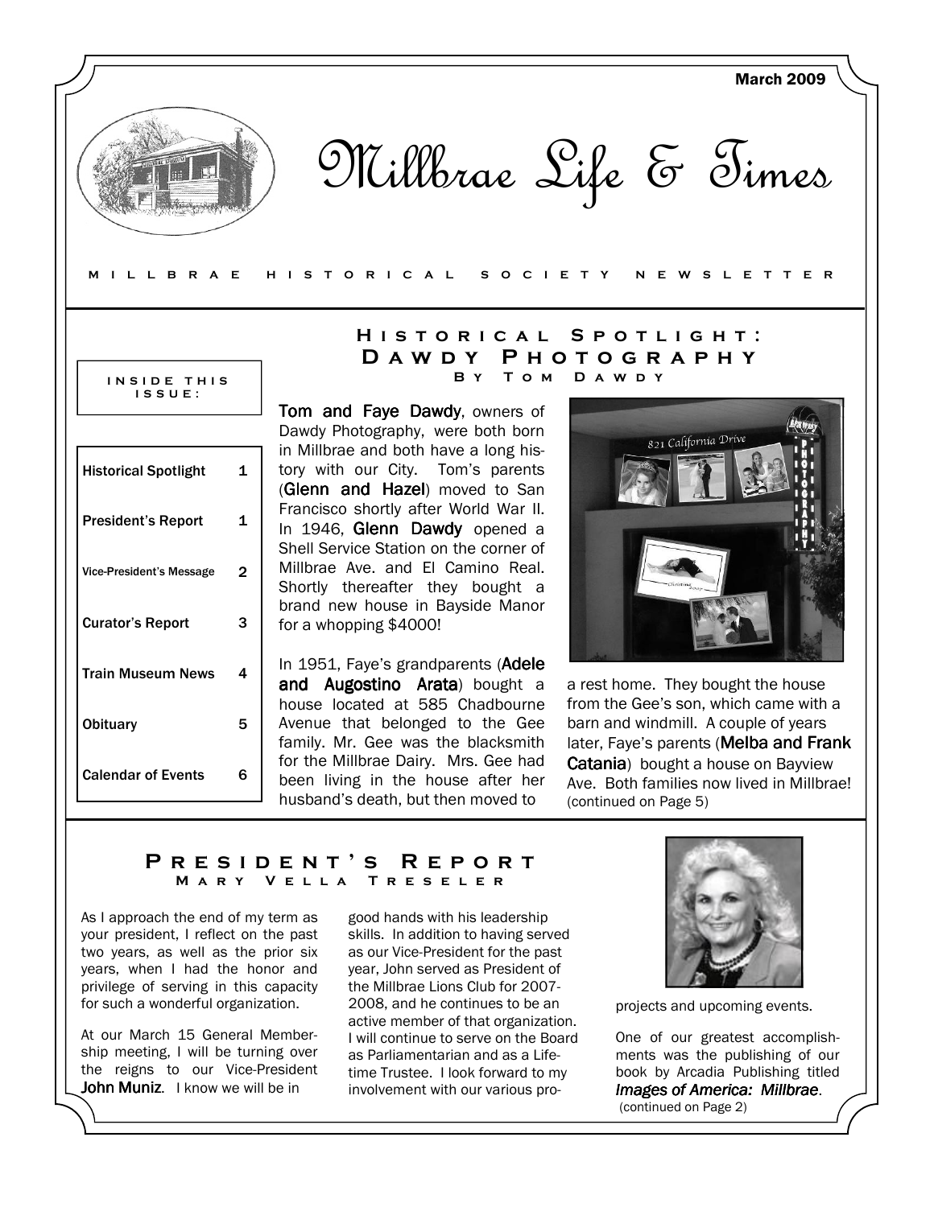March 2009

# Millbrae Life & Times

MILLBRAE HISTORICAL SOCIETY NEWSLETTER

**INSIDE THIS ISSUE:**

| | |
|---|---|
| Historical Spotlight | 1 |
| President's Report | 1 |
| Vice-President's Message | 2 |
| Curator's Report | 3 |
| Train Museum News | 4 |
| Obituary | 5 |
| Calendar of Events | 6 |

## Historical Spotlight: Dawdy Photography

### By Tom Dawdy

**Tom and Faye Dawdy**, owners of Dawdy Photography, were both born in Millbrae and both have a long history with our City. Tom's parents (**Glenn and Hazel**) moved to San Francisco shortly after World War II. In 1946, **Glenn Dawdy** opened a Shell Service Station on the corner of Millbrae Ave. and El Camino Real. Shortly thereafter they bought a brand new house in Bayside Manor for a whopping $4000!

In 1951, Faye's grandparents (**Adele and Augostino Arata**) bought a house located at 585 Chadbourne Avenue that belonged to the Gee family. Mr. Gee was the blacksmith for the Millbrae Dairy. Mrs. Gee had been living in the house after her husband's death, but then moved to a rest home. They bought the house from the Gee's son, which came with a barn and windmill. A couple of years later, Faye's parents (**Melba and Frank Catania**) bought a house on Bayview Ave. Both families now lived in Millbrae!

(continued on Page 5)

## President's Report

### Mary Vella Treseler

As I approach the end of my term as your president, I reflect on the past two years, as well as the prior six years, when I had the honor and privilege of serving in this capacity for such a wonderful organization.

At our March 15 General Membership meeting, I will be turning over the reigns to our Vice-President **John Muniz**. I know we will be in good hands with his leadership skills. In addition to having served as our Vice-President for the past year, John served as President of the Millbrae Lions Club for 2007-2008, and he continues to be an active member of that organization. I will continue to serve on the Board as Parliamentarian and as a Lifetime Trustee. I look forward to my involvement with our various projects and upcoming events.

One of our greatest accomplishments was the publishing of our book by Arcadia Publishing titled ***Images of America: Millbrae***.

(continued on Page 2)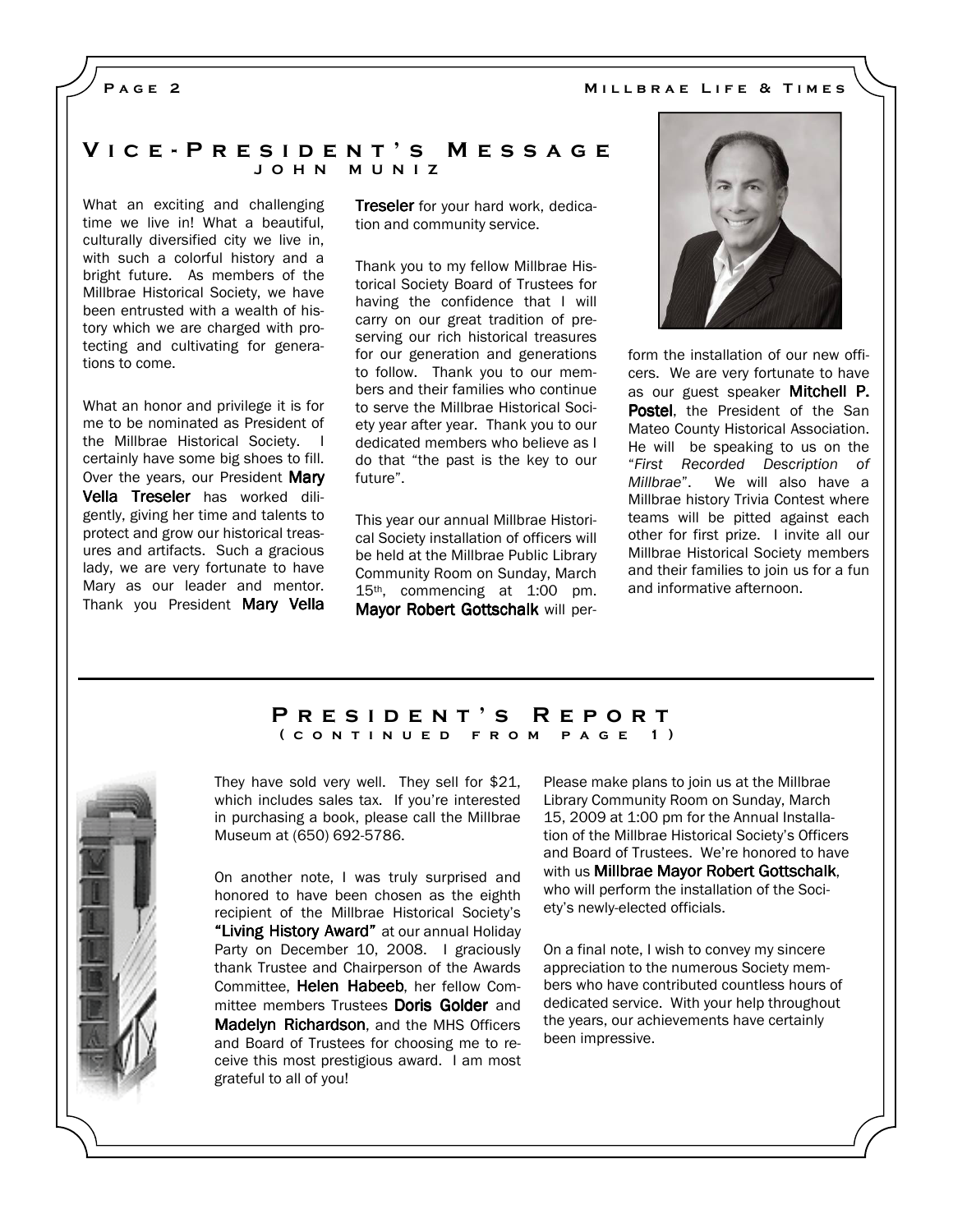## Vice-President's Message

### John Muniz

What an exciting and challenging time we live in! What a beautiful, culturally diversified city we live in, with such a colorful history and a bright future. As members of the Millbrae Historical Society, we have been entrusted with a wealth of history which we are charged with protecting and cultivating for generations to come.

What an honor and privilege it is for me to be nominated as President of the Millbrae Historical Society. I certainly have some big shoes to fill. Over the years, our President **Mary Vella Treseler** has worked diligently, giving her time and talents to protect and grow our historical treasures and artifacts. Such a gracious lady, we are very fortunate to have Mary as our leader and mentor. Thank you President **Mary Vella Treseler** for your hard work, dedication and community service.

Thank you to my fellow Millbrae Historical Society Board of Trustees for having the confidence that I will carry on our great tradition of preserving our rich historical treasures for our generation and generations to follow. Thank you to our members and their families who continue to serve the Millbrae Historical Society year after year. Thank you to our dedicated members who believe as I do that "the past is the key to our future".

This year our annual Millbrae Historical Society installation of officers will be held at the Millbrae Public Library Community Room on Sunday, March 15th, commencing at 1:00 pm. **Mayor Robert Gottschalk** will perform the installation of our new officers. We are very fortunate to have as our guest speaker **Mitchell P. Postel**, the President of the San Mateo County Historical Association. He will be speaking to us on the "*First Recorded Description of Millbrae*". We will also have a Millbrae history Trivia Contest where teams will be pitted against each other for first prize. I invite all our Millbrae Historical Society members and their families to join us for a fun and informative afternoon.

## President's Report

### (continued from page 1)

They have sold very well. They sell for $21, which includes sales tax. If you're interested in purchasing a book, please call the Millbrae Museum at (650) 692-5786.

On another note, I was truly surprised and honored to have been chosen as the eighth recipient of the Millbrae Historical Society's **"Living History Award"** at our annual Holiday Party on December 10, 2008. I graciously thank Trustee and Chairperson of the Awards Committee, **Helen Habeeb**, her fellow Committee members Trustees **Doris Golder** and **Madelyn Richardson**, and the MHS Officers and Board of Trustees for choosing me to receive this most prestigious award. I am most grateful to all of you!

Please make plans to join us at the Millbrae Library Community Room on Sunday, March 15, 2009 at 1:00 pm for the Annual Installation of the Millbrae Historical Society's Officers and Board of Trustees. We're honored to have with us **Millbrae Mayor Robert Gottschalk**, who will perform the installation of the Society's newly-elected officials.

On a final note, I wish to convey my sincere appreciation to the numerous Society members who have contributed countless hours of dedicated service. With your help throughout the years, our achievements have certainly been impressive.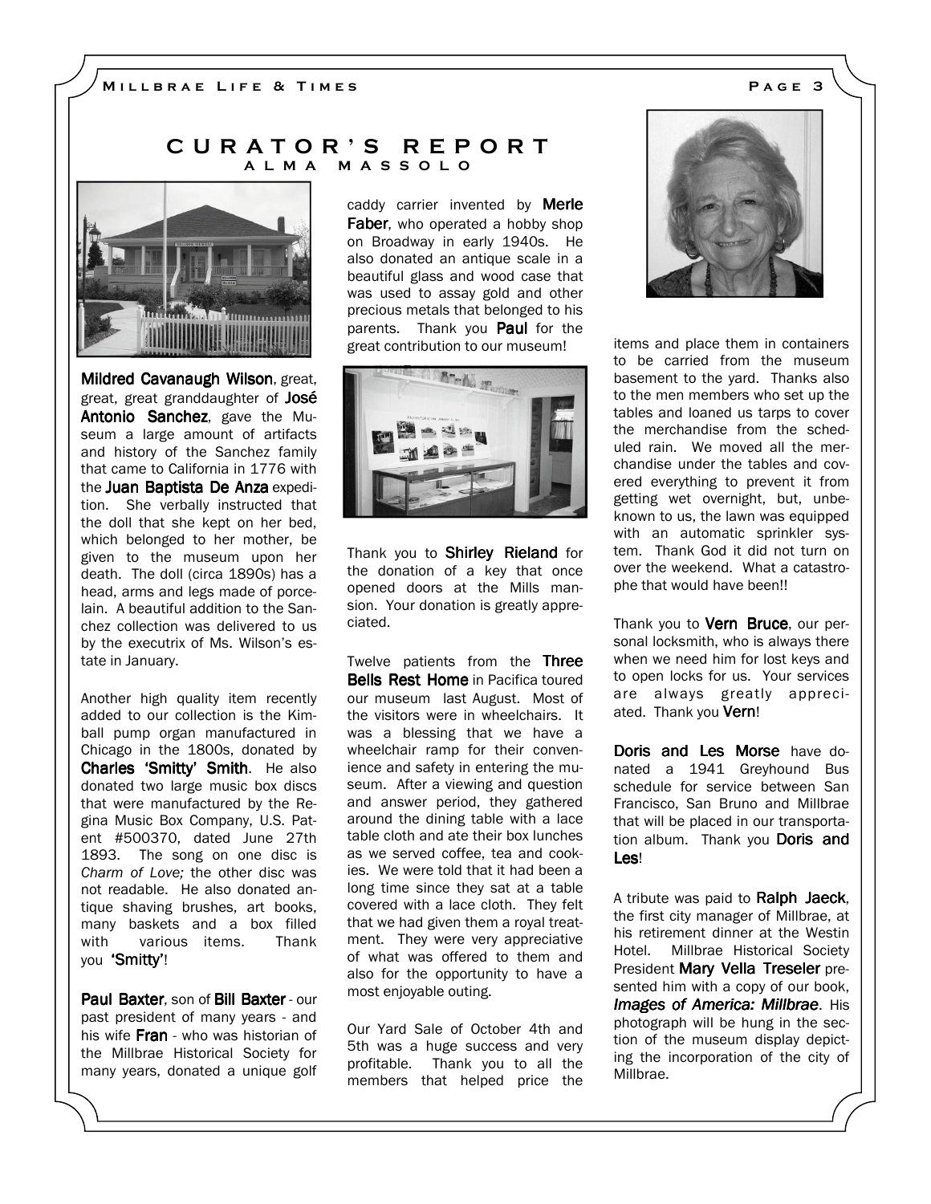# CURATOR'S REPORT

## ALMA MASSOLO

**Mildred Cavanaugh Wilson**, great, great, great granddaughter of **José Antonio Sanchez**, gave the Museum a large amount of artifacts and history of the Sanchez family that came to California in 1776 with the **Juan Baptista De Anza** expedition. She verbally instructed that the doll that she kept on her bed, which belonged to her mother, be given to the museum upon her death. The doll (circa 1890s) has a head, arms and legs made of porcelain. A beautiful addition to the Sanchez collection was delivered to us by the executrix of Ms. Wilson's estate in January.

Another high quality item recently added to our collection is the Kimball pump organ manufactured in Chicago in the 1800s, donated by **Charles 'Smitty' Smith**. He also donated two large music box discs that were manufactured by the Regina Music Box Company, U.S. Patent #500370, dated June 27th 1893. The song on one disc is *Charm of Love;* the other disc was not readable. He also donated antique shaving brushes, art books, many baskets and a box filled with various items. Thank you **'Smitty'**!

**Paul Baxter**, son of **Bill Baxter** - our past president of many years - and his wife **Fran** - who was historian of the Millbrae Historical Society for many years, donated a unique golf caddy carrier invented by **Merle Faber**, who operated a hobby shop on Broadway in early 1940s. He also donated an antique scale in a beautiful glass and wood case that was used to assay gold and other precious metals that belonged to his parents. Thank you **Paul** for the great contribution to our museum!

Thank you to **Shirley Rieland** for the donation of a key that once opened doors at the Mills mansion. Your donation is greatly appreciated.

Twelve patients from the **Three Bells Rest Home** in Pacifica toured our museum last August. Most of the visitors were in wheelchairs. It was a blessing that we have a wheelchair ramp for their convenience and safety in entering the museum. After a viewing and question and answer period, they gathered around the dining table with a lace table cloth and ate their box lunches as we served coffee, tea and cookies. We were told that it had been a long time since they sat at a table covered with a lace cloth. They felt that we had given them a royal treatment. They were very appreciative of what was offered to them and also for the opportunity to have a most enjoyable outing.

Our Yard Sale of October 4th and 5th was a huge success and very profitable. Thank you to all the members that helped price the items and place them in containers to be carried from the museum basement to the yard. Thanks also to the men members who set up the tables and loaned us tarps to cover the merchandise from the scheduled rain. We moved all the merchandise under the tables and covered everything to prevent it from getting wet overnight, but, unbeknown to us, the lawn was equipped with an automatic sprinkler system. Thank God it did not turn on over the weekend. What a catastrophe that would have been!!

Thank you to **Vern Bruce**, our personal locksmith, who is always there when we need him for lost keys and to open locks for us. Your services are always greatly appreciated. Thank you **Vern**!

**Doris and Les Morse** have donated a 1941 Greyhound Bus schedule for service between San Francisco, San Bruno and Millbrae that will be placed in our transportation album. Thank you **Doris and Les**!

A tribute was paid to **Ralph Jaeck**, the first city manager of Millbrae, at his retirement dinner at the Westin Hotel. Millbrae Historical Society President **Mary Vella Treseler** presented him with a copy of our book, ***Images of America: Millbrae***. His photograph will be hung in the section of the museum display depicting the incorporation of the city of Millbrae.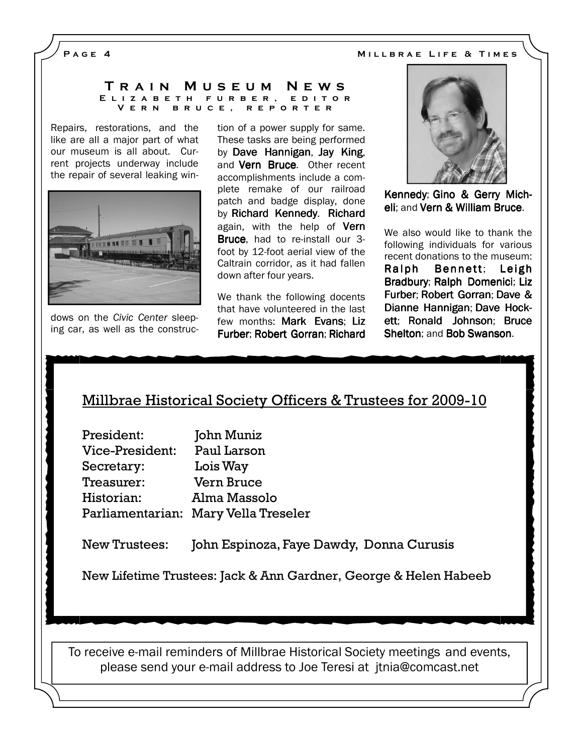# Train Museum News

**Elizabeth furber, editor**
**Vern bruce, reporter**

Repairs, restorations, and the like are all a major part of what our museum is all about. Current projects underway include the repair of several leaking windows on the *Civic Center* sleeping car, as well as the construction of a power supply for same. These tasks are being performed by **Dave Hannigan**, **Jay King**, and **Vern Bruce**. Other recent accomplishments include a complete remake of our railroad patch and badge display, done by **Richard Kennedy**. **Richard** again, with the help of **Vern Bruce**, had to re-install our 3-foot by 12-foot aerial view of the Caltrain corridor, as it had fallen down after four years.

We thank the following docents that have volunteered in the last few months: **Mark Evans**; **Liz Furber**; **Robert Gorran**; **Richard Kennedy**; **Gino & Gerry Micheli**; and **Vern & William Bruce**.

We also would like to thank the following individuals for various recent donations to the museum: **Ralph Bennett**; **Leigh Bradbury**; **Ralph Domenici**; **Liz Furber**; **Robert Gorran**; **Dave & Dianne Hannigan**; **Dave Hockett**; **Ronald Johnson**; **Bruce Shelton**; and **Bob Swanson**.

## Millbrae Historical Society Officers & Trustees for 2009-10

President: John Muniz
Vice-President: Paul Larson
Secretary: Lois Way
Treasurer: Vern Bruce
Historian: Alma Massolo
Parliamentarian: Mary Vella Treseler

New Trustees: John Espinoza, Faye Dawdy, Donna Curusis

New Lifetime Trustees: Jack & Ann Gardner, George & Helen Habeeb

To receive e-mail reminders of Millbrae Historical Society meetings and events, please send your e-mail address to Joe Teresi at jtnia@comcast.net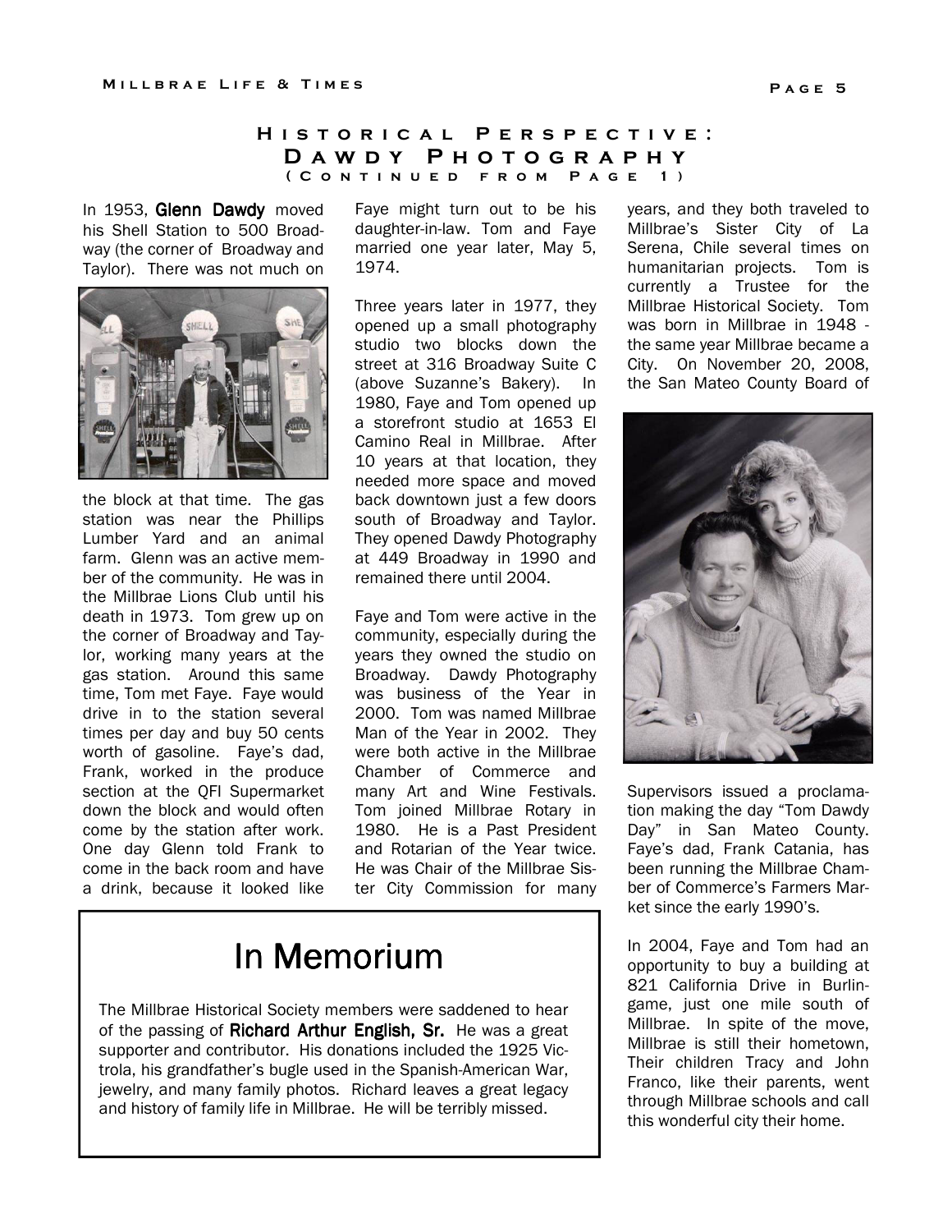## Historical Perspective: Dawdy Photography
### (Continued from Page 1)

In 1953, **Glenn Dawdy** moved his Shell Station to 500 Broadway (the corner of Broadway and Taylor). There was not much on the block at that time. The gas station was near the Phillips Lumber Yard and an animal farm. Glenn was an active member of the community. He was in the Millbrae Lions Club until his death in 1973. Tom grew up on the corner of Broadway and Taylor, working many years at the gas station. Around this same time, Tom met Faye. Faye would drive in to the station several times per day and buy 50 cents worth of gasoline. Faye's dad, Frank, worked in the produce section at the QFI Supermarket down the block and would often come by the station after work. One day Glenn told Frank to come in the back room and have a drink, because it looked like Faye might turn out to be his daughter-in-law. Tom and Faye married one year later, May 5, 1974.

Three years later in 1977, they opened up a small photography studio two blocks down the street at 316 Broadway Suite C (above Suzanne's Bakery). In 1980, Faye and Tom opened up a storefront studio at 1653 El Camino Real in Millbrae. After 10 years at that location, they needed more space and moved back downtown just a few doors south of Broadway and Taylor. They opened Dawdy Photography at 449 Broadway in 1990 and remained there until 2004.

Faye and Tom were active in the community, especially during the years they owned the studio on Broadway. Dawdy Photography was business of the Year in 2000. Tom was named Millbrae Man of the Year in 2002. They were both active in the Millbrae Chamber of Commerce and many Art and Wine Festivals. Tom joined Millbrae Rotary in 1980. He is a Past President and Rotarian of the Year twice. He was Chair of the Millbrae Sister City Commission for many years, and they both traveled to Millbrae's Sister City of La Serena, Chile several times on humanitarian projects. Tom is currently a Trustee for the Millbrae Historical Society. Tom was born in Millbrae in 1948 - the same year Millbrae became a City. On November 20, 2008, the San Mateo County Board of Supervisors issued a proclamation making the day "Tom Dawdy Day" in San Mateo County. Faye's dad, Frank Catania, has been running the Millbrae Chamber of Commerce's Farmers Market since the early 1990's.

In 2004, Faye and Tom had an opportunity to buy a building at 821 California Drive in Burlingame, just one mile south of Millbrae. In spite of the move, Millbrae is still their hometown, Their children Tracy and John Franco, like their parents, went through Millbrae schools and call this wonderful city their home.

# In Memorium

The Millbrae Historical Society members were saddened to hear of the passing of **Richard Arthur English, Sr.** He was a great supporter and contributor. His donations included the 1925 Victrola, his grandfather's bugle used in the Spanish-American War, jewelry, and many family photos. Richard leaves a great legacy and history of family life in Millbrae. He will be terribly missed.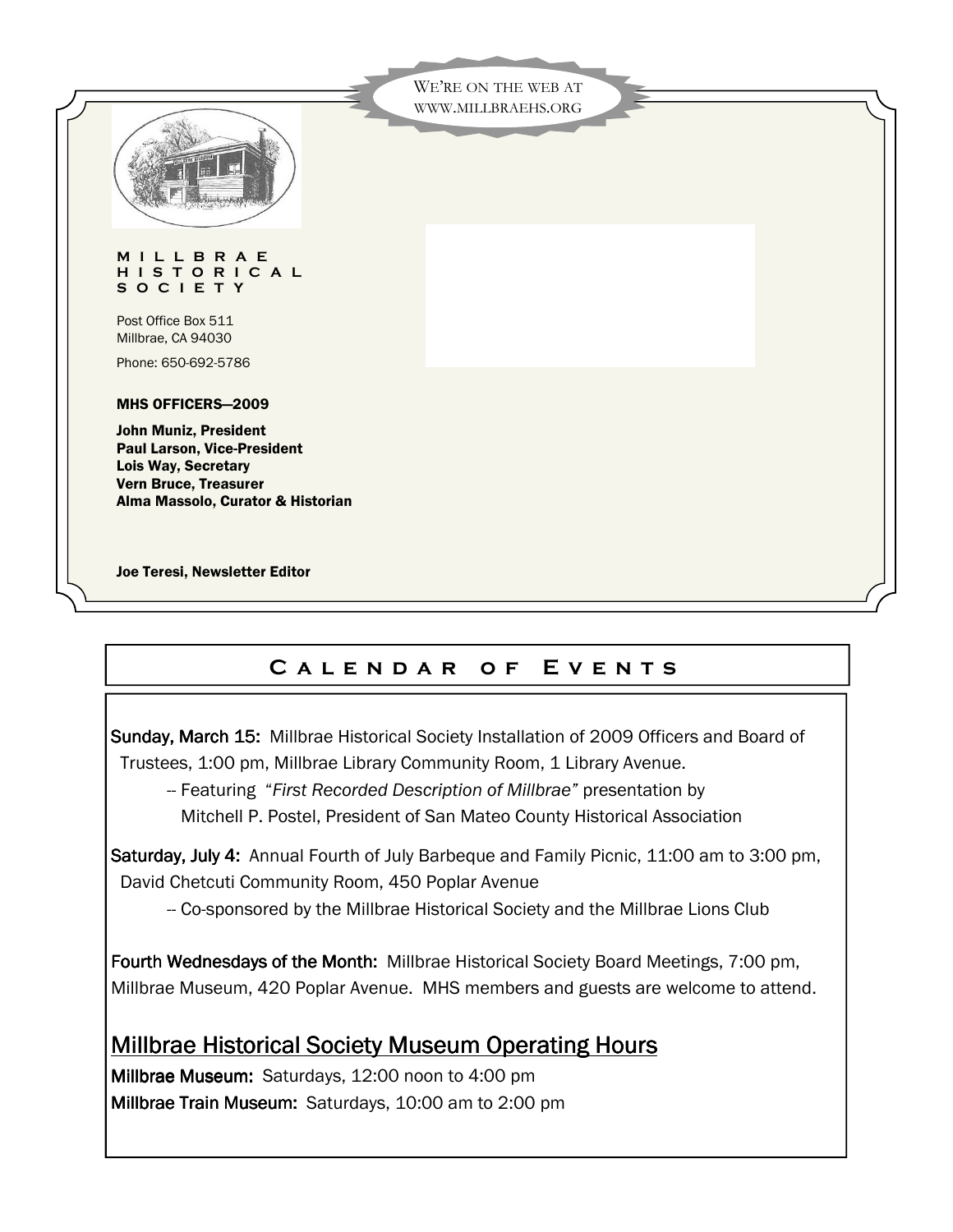WE'RE ON THE WEB AT
WWW.MILLBRAEHS.ORG

**MILLBRAE HISTORICAL SOCIETY**

Post Office Box 511
Millbrae, CA 94030

Phone: 650-692-5786

**MHS OFFICERS—2009**

**John Muniz, President**
**Paul Larson, Vice-President**
**Lois Way, Secretary**
**Vern Bruce, Treasurer**
**Alma Massolo, Curator & Historian**

**Joe Teresi, Newsletter Editor**

## Calendar of Events

**Sunday, March 15:** Millbrae Historical Society Installation of 2009 Officers and Board of Trustees, 1:00 pm, Millbrae Library Community Room, 1 Library Avenue.

-- Featuring *"First Recorded Description of Millbrae"* presentation by Mitchell P. Postel, President of San Mateo County Historical Association

**Saturday, July 4:** Annual Fourth of July Barbeque and Family Picnic, 11:00 am to 3:00 pm, David Chetcuti Community Room, 450 Poplar Avenue

-- Co-sponsored by the Millbrae Historical Society and the Millbrae Lions Club

**Fourth Wednesdays of the Month:** Millbrae Historical Society Board Meetings, 7:00 pm, Millbrae Museum, 420 Poplar Avenue. MHS members and guests are welcome to attend.

### Millbrae Historical Society Museum Operating Hours

**Millbrae Museum:** Saturdays, 12:00 noon to 4:00 pm
**Millbrae Train Museum:** Saturdays, 10:00 am to 2:00 pm